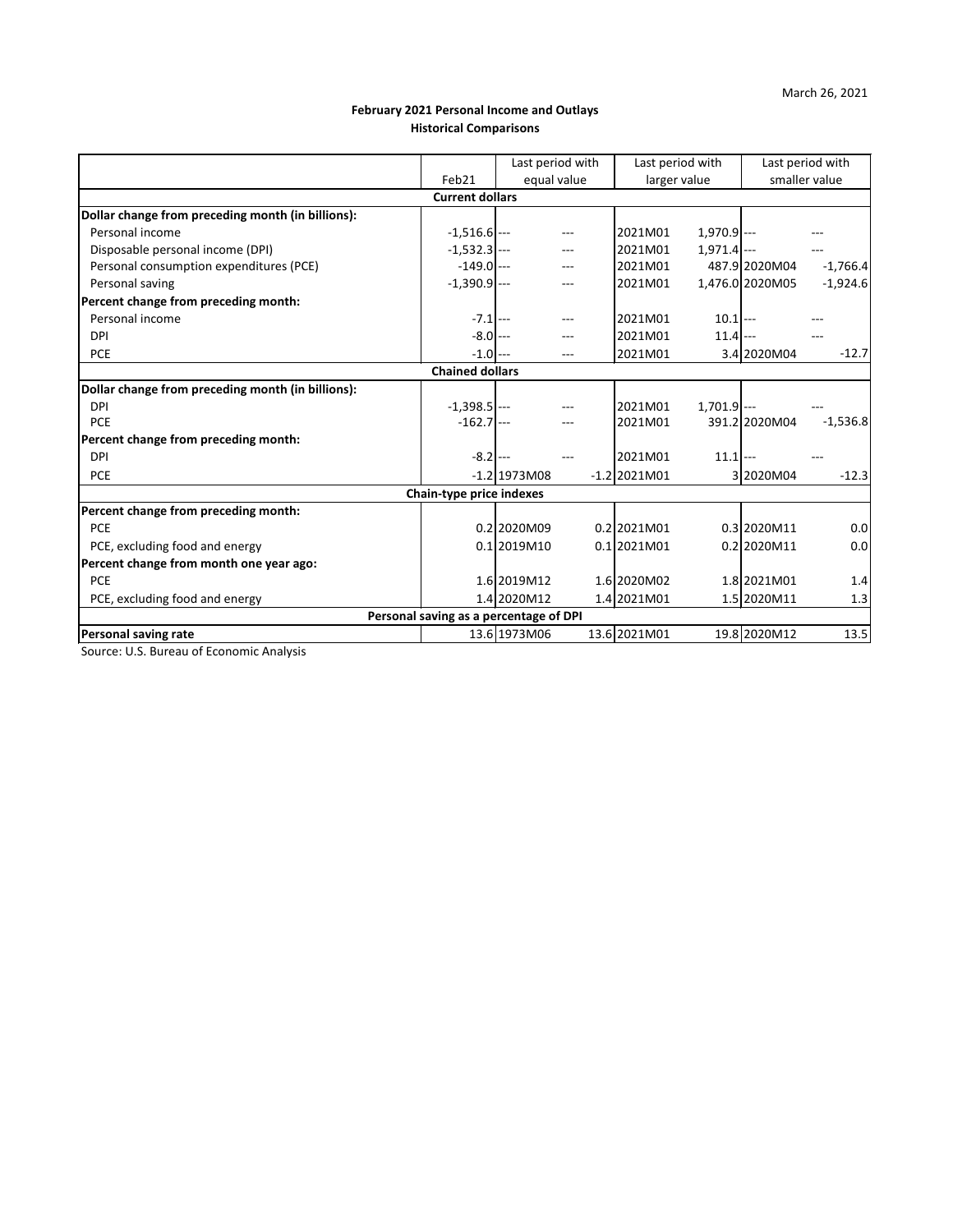March 26, 2021

**February 2021 Personal Income and Outlays**
**Historical Comparisons**

| | Feb21 | Last period with equal value | | Last period with larger value | | Last period with smaller value | |
|---|---|---|---|---|---|---|---|
| **Current dollars** | | | | | | | |
| **Dollar change from preceding month (in billions):** | | | | | | | |
| Personal income | -1,516.6 | --- | --- | 2021M01 | 1,970.9 | --- | --- |
| Disposable personal income (DPI) | -1,532.3 | --- | --- | 2021M01 | 1,971.4 | --- | --- |
| Personal consumption expenditures (PCE) | -149.0 | --- | --- | 2021M01 | 487.9 | 2020M04 | -1,766.4 |
| Personal saving | -1,390.9 | --- | --- | 2021M01 | 1,476.0 | 2020M05 | -1,924.6 |
| **Percent change from preceding month:** | | | | | | | |
| Personal income | -7.1 | --- | --- | 2021M01 | 10.1 | --- | --- |
| DPI | -8.0 | --- | --- | 2021M01 | 11.4 | --- | --- |
| PCE | -1.0 | --- | --- | 2021M01 | 3.4 | 2020M04 | -12.7 |
| **Chained dollars** | | | | | | | |
| **Dollar change from preceding month (in billions):** | | | | | | | |
| DPI | -1,398.5 | --- | --- | 2021M01 | 1,701.9 | --- | --- |
| PCE | -162.7 | --- | --- | 2021M01 | 391.2 | 2020M04 | -1,536.8 |
| **Percent change from preceding month:** | | | | | | | |
| DPI | -8.2 | --- | --- | 2021M01 | 11.1 | --- | --- |
| PCE | -1.2 | 1973M08 | -1.2 | 2021M01 | 3 | 2020M04 | -12.3 |
| **Chain-type price indexes** | | | | | | | |
| **Percent change from preceding month:** | | | | | | | |
| PCE | 0.2 | 2020M09 | 0.2 | 2021M01 | 0.3 | 2020M11 | 0.0 |
| PCE, excluding food and energy | 0.1 | 2019M10 | 0.1 | 2021M01 | 0.2 | 2020M11 | 0.0 |
| **Percent change from month one year ago:** | | | | | | | |
| PCE | 1.6 | 2019M12 | 1.6 | 2020M02 | 1.8 | 2021M01 | 1.4 |
| PCE, excluding food and energy | 1.4 | 2020M12 | 1.4 | 2021M01 | 1.5 | 2020M11 | 1.3 |
| **Personal saving as a percentage of DPI** | | | | | | | |
| **Personal saving rate** | 13.6 | 1973M06 | 13.6 | 2021M01 | 19.8 | 2020M12 | 13.5 |

Source: U.S. Bureau of Economic Analysis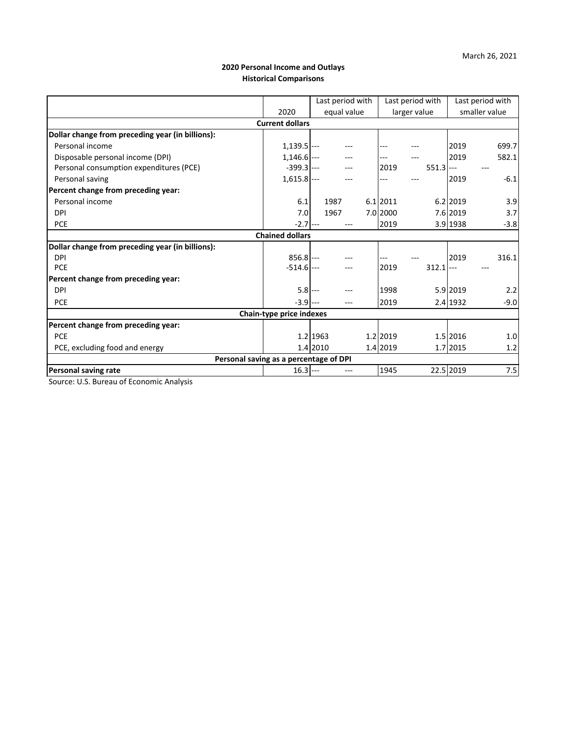March 26, 2021

## 2020 Personal Income and Outlays
### Historical Comparisons

| | 2020 | Last period with equal value | | Last period with larger value | | Last period with smaller value | |
|---|---|---|---|---|---|---|---|
| **Current dollars** | | | | | | | |
| **Dollar change from preceding year (in billions):** | | | | | | | |
| Personal income | 1,139.5 | --- | --- | --- | --- | 2019 | 699.7 |
| Disposable personal income (DPI) | 1,146.6 | --- | --- | --- | --- | 2019 | 582.1 |
| Personal consumption expenditures (PCE) | -399.3 | --- | --- | 2019 | 551.3 | --- | --- |
| Personal saving | 1,615.8 | --- | --- | --- | --- | 2019 | -6.1 |
| **Percent change from preceding year:** | | | | | | | |
| Personal income | 6.1 | 1987 | 6.1 | 2011 | 6.2 | 2019 | 3.9 |
| DPI | 7.0 | 1967 | 7.0 | 2000 | 7.6 | 2019 | 3.7 |
| PCE | -2.7 | --- | --- | 2019 | 3.9 | 1938 | -3.8 |
| **Chained dollars** | | | | | | | |
| **Dollar change from preceding year (in billions):** | | | | | | | |
| DPI | 856.8 | --- | --- | --- | --- | 2019 | 316.1 |
| PCE | -514.6 | --- | --- | 2019 | 312.1 | --- | --- |
| **Percent change from preceding year:** | | | | | | | |
| DPI | 5.8 | --- | --- | 1998 | 5.9 | 2019 | 2.2 |
| PCE | -3.9 | --- | --- | 2019 | 2.4 | 1932 | -9.0 |
| **Chain-type price indexes** | | | | | | | |
| **Percent change from preceding year:** | | | | | | | |
| PCE | 1.2 | 1963 | 1.2 | 2019 | 1.5 | 2016 | 1.0 |
| PCE, excluding food and energy | 1.4 | 2010 | 1.4 | 2019 | 1.7 | 2015 | 1.2 |
| **Personal saving as a percentage of DPI** | | | | | | | |
| **Personal saving rate** | 16.3 | --- | --- | 1945 | 22.5 | 2019 | 7.5 |

Source: U.S. Bureau of Economic Analysis